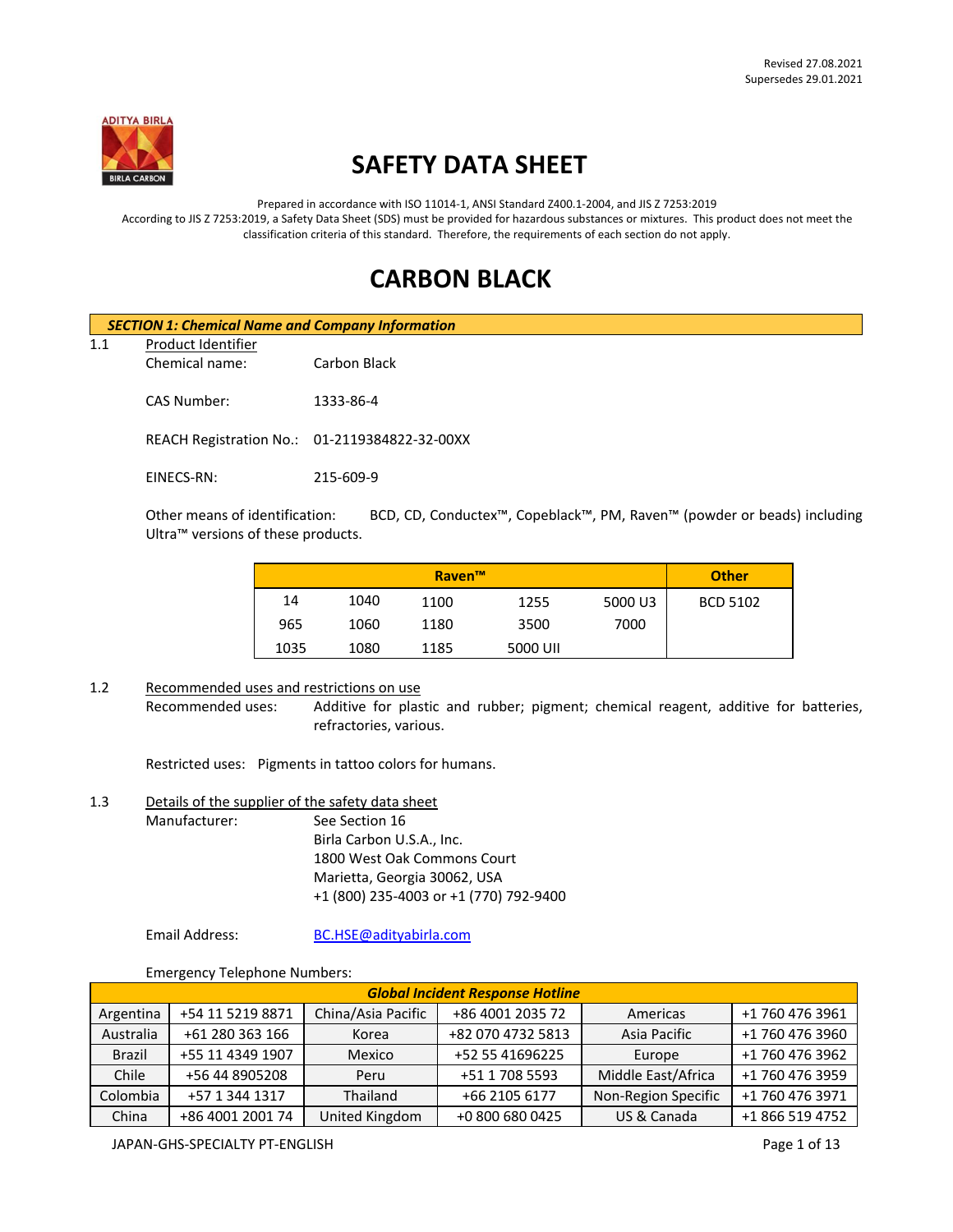Revised 27.08.2021
Supersedes 29.01.2021

# SAFETY DATA SHEET

Prepared in accordance with ISO 11014-1, ANSI Standard Z400.1-2004, and JIS Z 7253:2019
According to JIS Z 7253:2019, a Safety Data Sheet (SDS) must be provided for hazardous substances or mixtures. This product does not meet the classification criteria of this standard. Therefore, the requirements of each section do not apply.

# CARBON BLACK

## *SECTION 1: Chemical Name and Company Information*

1.1 Product Identifier

Chemical name: Carbon Black

CAS Number: 1333-86-4

REACH Registration No.: 01-2119384822-32-00XX

EINECS-RN: 215-609-9

Other means of identification: BCD, CD, Conductex™, Copeblack™, PM, Raven™ (powder or beads) including Ultra™ versions of these products.

| Raven™ | | | | | Other |
|---|---|---|---|---|---|
| 14 | 1040 | 1100 | 1255 | 5000 U3 | BCD 5102 |
| 965 | 1060 | 1180 | 3500 | 7000 | |
| 1035 | 1080 | 1185 | 5000 UII | | |

1.2 Recommended uses and restrictions on use

Recommended uses: Additive for plastic and rubber; pigment; chemical reagent, additive for batteries, refractories, various.

Restricted uses: Pigments in tattoo colors for humans.

1.3 Details of the supplier of the safety data sheet

Manufacturer: See Section 16
Birla Carbon U.S.A., Inc.
1800 West Oak Commons Court
Marietta, Georgia 30062, USA
+1 (800) 235-4003 or +1 (770) 792-9400

Email Address: BC.HSE@adityabirla.com

Emergency Telephone Numbers:

| ***Global Incident Response Hotline*** | | | | | |
|---|---|---|---|---|---|
| Argentina | +54 11 5219 8871 | China/Asia Pacific | +86 4001 2035 72 | Americas | +1 760 476 3961 |
| Australia | +61 280 363 166 | Korea | +82 070 4732 5813 | Asia Pacific | +1 760 476 3960 |
| Brazil | +55 11 4349 1907 | Mexico | +52 55 41696225 | Europe | +1 760 476 3962 |
| Chile | +56 44 8905208 | Peru | +51 1 708 5593 | Middle East/Africa | +1 760 476 3959 |
| Colombia | +57 1 344 1317 | Thailand | +66 2105 6177 | Non-Region Specific | +1 760 476 3971 |
| China | +86 4001 2001 74 | United Kingdom | +0 800 680 0425 | US & Canada | +1 866 519 4752 |

JAPAN-GHS-SPECIALTY PT-ENGLISH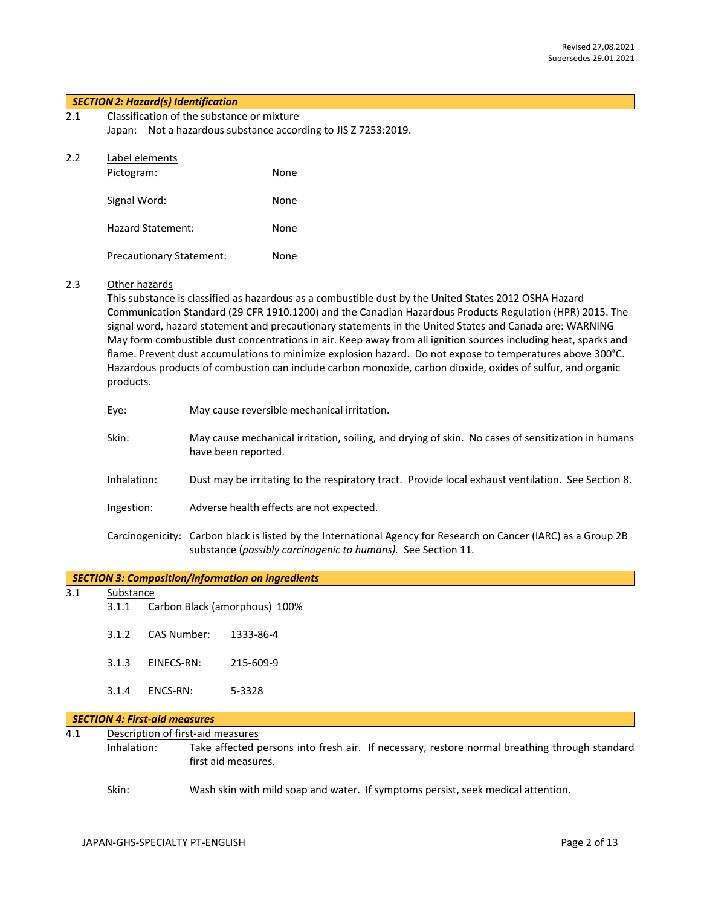## SECTION 2: Hazard(s) Identification

2.1 Classification of the substance or mixture

Japan: Not a hazardous substance according to JIS Z 7253:2019.

2.2 Label elements

| | |
|---|---|
| Pictogram: | None |
| Signal Word: | None |
| Hazard Statement: | None |
| Precautionary Statement: | None |

2.3 Other hazards

This substance is classified as hazardous as a combustible dust by the United States 2012 OSHA Hazard Communication Standard (29 CFR 1910.1200) and the Canadian Hazardous Products Regulation (HPR) 2015. The signal word, hazard statement and precautionary statements in the United States and Canada are: WARNING May form combustible dust concentrations in air. Keep away from all ignition sources including heat, sparks and flame. Prevent dust accumulations to minimize explosion hazard. Do not expose to temperatures above 300°C. Hazardous products of combustion can include carbon monoxide, carbon dioxide, oxides of sulfur, and organic products.

Eye: May cause reversible mechanical irritation.

Skin: May cause mechanical irritation, soiling, and drying of skin. No cases of sensitization in humans have been reported.

Inhalation: Dust may be irritating to the respiratory tract. Provide local exhaust ventilation. See Section 8.

Ingestion: Adverse health effects are not expected.

Carcinogenicity: Carbon black is listed by the International Agency for Research on Cancer (IARC) as a Group 2B substance (*possibly carcinogenic to humans).* See Section 11.

## SECTION 3: Composition/information on ingredients

3.1 Substance

3.1.1 Carbon Black (amorphous) 100%

3.1.2 CAS Number: 1333-86-4

3.1.3 EINECS-RN: 215-609-9

3.1.4 ENCS-RN: 5-3328

## SECTION 4: First-aid measures

4.1 Description of first-aid measures

Inhalation: Take affected persons into fresh air. If necessary, restore normal breathing through standard first aid measures.

Skin: Wash skin with mild soap and water. If symptoms persist, seek medical attention.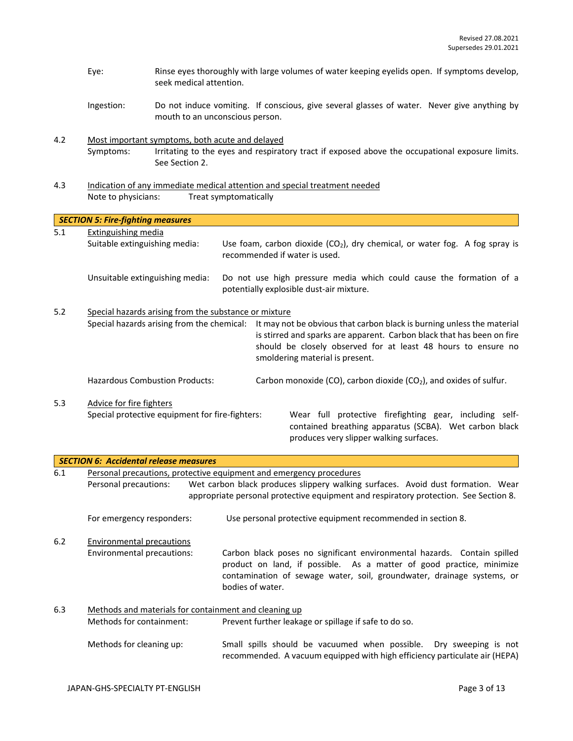Eye: Rinse eyes thoroughly with large volumes of water keeping eyelids open. If symptoms develop, seek medical attention.

Ingestion: Do not induce vomiting. If conscious, give several glasses of water. Never give anything by mouth to an unconscious person.

4.2 Most important symptoms, both acute and delayed

Symptoms: Irritating to the eyes and respiratory tract if exposed above the occupational exposure limits. See Section 2.

4.3 Indication of any immediate medical attention and special treatment needed

Note to physicians: Treat symptomatically

## *SECTION 5: Fire-fighting measures*

5.1 Extinguishing media

Suitable extinguishing media: Use foam, carbon dioxide ($CO_2$), dry chemical, or water fog. A fog spray is recommended if water is used.

Unsuitable extinguishing media: Do not use high pressure media which could cause the formation of a potentially explosible dust-air mixture.

5.2 Special hazards arising from the substance or mixture

Special hazards arising from the chemical: It may not be obvious that carbon black is burning unless the material is stirred and sparks are apparent. Carbon black that has been on fire should be closely observed for at least 48 hours to ensure no smoldering material is present.

Hazardous Combustion Products: Carbon monoxide (CO), carbon dioxide ($CO_2$), and oxides of sulfur.

5.3 Advice for fire fighters

Special protective equipment for fire-fighters: Wear full protective firefighting gear, including self-contained breathing apparatus (SCBA). Wet carbon black produces very slipper walking surfaces.

## *SECTION 6: Accidental release measures*

6.1 Personal precautions, protective equipment and emergency procedures

Personal precautions: Wet carbon black produces slippery walking surfaces. Avoid dust formation. Wear appropriate personal protective equipment and respiratory protection. See Section 8.

For emergency responders: Use personal protective equipment recommended in section 8.

6.2 Environmental precautions

Environmental precautions: Carbon black poses no significant environmental hazards. Contain spilled product on land, if possible. As a matter of good practice, minimize contamination of sewage water, soil, groundwater, drainage systems, or bodies of water.

6.3 Methods and materials for containment and cleaning up

Methods for containment: Prevent further leakage or spillage if safe to do so.

Methods for cleaning up: Small spills should be vacuumed when possible. Dry sweeping is not recommended. A vacuum equipped with high efficiency particulate air (HEPA)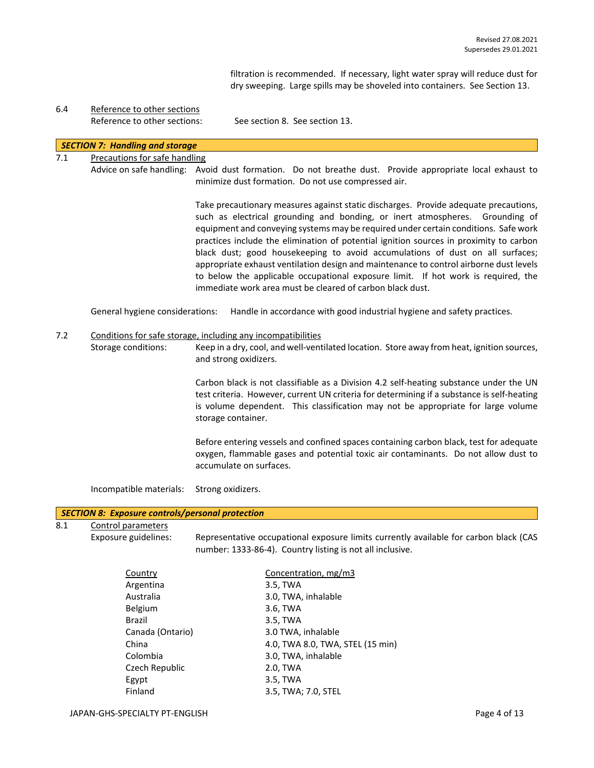filtration is recommended. If necessary, light water spray will reduce dust for dry sweeping. Large spills may be shoveled into containers. See Section 13.

6.4 Reference to other sections

Reference to other sections: See section 8. See section 13.

## *SECTION 7: Handling and storage*

7.1 Precautions for safe handling

Advice on safe handling: Avoid dust formation. Do not breathe dust. Provide appropriate local exhaust to minimize dust formation. Do not use compressed air.

Take precautionary measures against static discharges. Provide adequate precautions, such as electrical grounding and bonding, or inert atmospheres. Grounding of equipment and conveying systems may be required under certain conditions. Safe work practices include the elimination of potential ignition sources in proximity to carbon black dust; good housekeeping to avoid accumulations of dust on all surfaces; appropriate exhaust ventilation design and maintenance to control airborne dust levels to below the applicable occupational exposure limit. If hot work is required, the immediate work area must be cleared of carbon black dust.

General hygiene considerations: Handle in accordance with good industrial hygiene and safety practices.

7.2 Conditions for safe storage, including any incompatibilities

Storage conditions: Keep in a dry, cool, and well-ventilated location. Store away from heat, ignition sources, and strong oxidizers.

Carbon black is not classifiable as a Division 4.2 self-heating substance under the UN test criteria. However, current UN criteria for determining if a substance is self-heating is volume dependent. This classification may not be appropriate for large volume storage container.

Before entering vessels and confined spaces containing carbon black, test for adequate oxygen, flammable gases and potential toxic air contaminants. Do not allow dust to accumulate on surfaces.

Incompatible materials: Strong oxidizers.

## *SECTION 8: Exposure controls/personal protection*

8.1 Control parameters

Exposure guidelines: Representative occupational exposure limits currently available for carbon black (CAS number: 1333-86-4). Country listing is not all inclusive.

| Country | Concentration, mg/m3 |
|---|---|
| Argentina | 3.5, TWA |
| Australia | 3.0, TWA, inhalable |
| Belgium | 3.6, TWA |
| Brazil | 3.5, TWA |
| Canada (Ontario) | 3.0 TWA, inhalable |
| China | 4.0, TWA 8.0, TWA, STEL (15 min) |
| Colombia | 3.0, TWA, inhalable |
| Czech Republic | 2.0, TWA |
| Egypt | 3.5, TWA |
| Finland | 3.5, TWA; 7.0, STEL |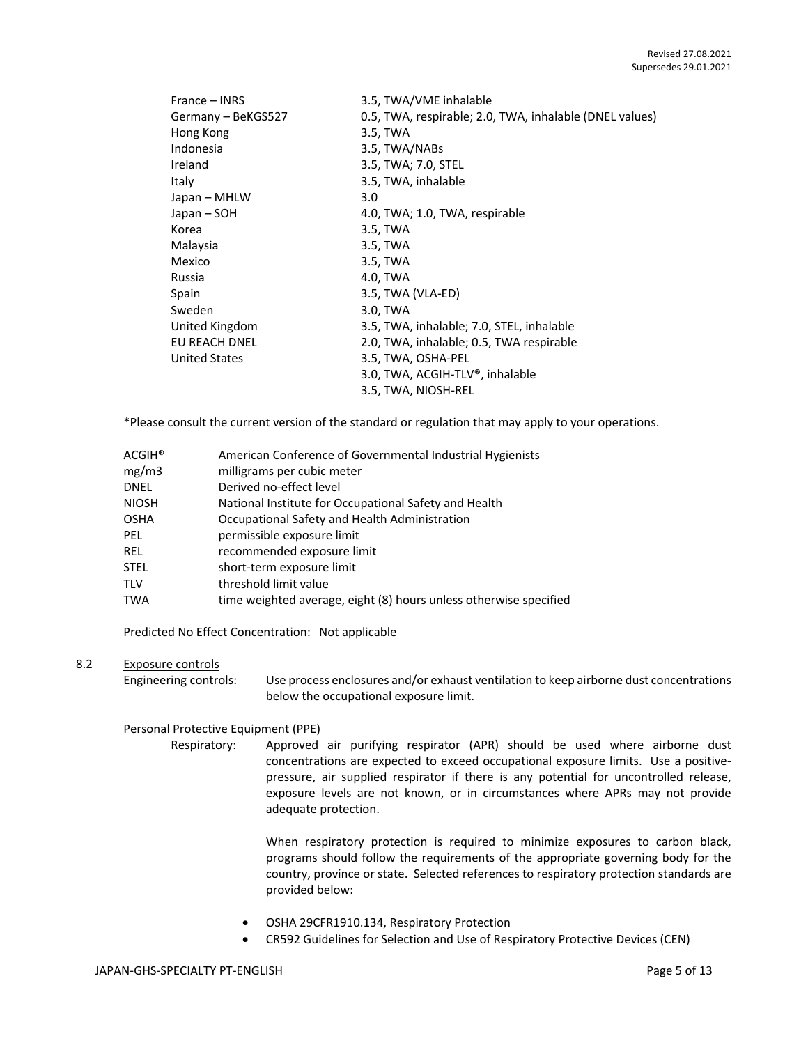| | |
|---|---|
| France – INRS | 3.5, TWA/VME inhalable |
| Germany – BeKGS527 | 0.5, TWA, respirable; 2.0, TWA, inhalable (DNEL values) |
| Hong Kong | 3.5, TWA |
| Indonesia | 3.5, TWA/NABs |
| Ireland | 3.5, TWA; 7.0, STEL |
| Italy | 3.5, TWA, inhalable |
| Japan – MHLW | 3.0 |
| Japan – SOH | 4.0, TWA; 1.0, TWA, respirable |
| Korea | 3.5, TWA |
| Malaysia | 3.5, TWA |
| Mexico | 3.5, TWA |
| Russia | 4.0, TWA |
| Spain | 3.5, TWA (VLA-ED) |
| Sweden | 3.0, TWA |
| United Kingdom | 3.5, TWA, inhalable; 7.0, STEL, inhalable |
| EU REACH DNEL | 2.0, TWA, inhalable; 0.5, TWA respirable |
| United States | 3.5, TWA, OSHA-PEL |
| | 3.0, TWA, ACGIH-TLV®, inhalable |
| | 3.5, TWA, NIOSH-REL |

*Please consult the current version of the standard or regulation that may apply to your operations.

| | |
|---|---|
| ACGIH® | American Conference of Governmental Industrial Hygienists |
| mg/m3 | milligrams per cubic meter |
| DNEL | Derived no-effect level |
| NIOSH | National Institute for Occupational Safety and Health |
| OSHA | Occupational Safety and Health Administration |
| PEL | permissible exposure limit |
| REL | recommended exposure limit |
| STEL | short-term exposure limit |
| TLV | threshold limit value |
| TWA | time weighted average, eight (8) hours unless otherwise specified |

Predicted No Effect Concentration: Not applicable

8.2 Exposure controls

Engineering controls: Use process enclosures and/or exhaust ventilation to keep airborne dust concentrations below the occupational exposure limit.

Personal Protective Equipment (PPE)

Respiratory: Approved air purifying respirator (APR) should be used where airborne dust concentrations are expected to exceed occupational exposure limits. Use a positive-pressure, air supplied respirator if there is any potential for uncontrolled release, exposure levels are not known, or in circumstances where APRs may not provide adequate protection.

When respiratory protection is required to minimize exposures to carbon black, programs should follow the requirements of the appropriate governing body for the country, province or state. Selected references to respiratory protection standards are provided below:

- OSHA 29CFR1910.134, Respiratory Protection
- CR592 Guidelines for Selection and Use of Respiratory Protective Devices (CEN)

JAPAN-GHS-SPECIALTY PT-ENGLISH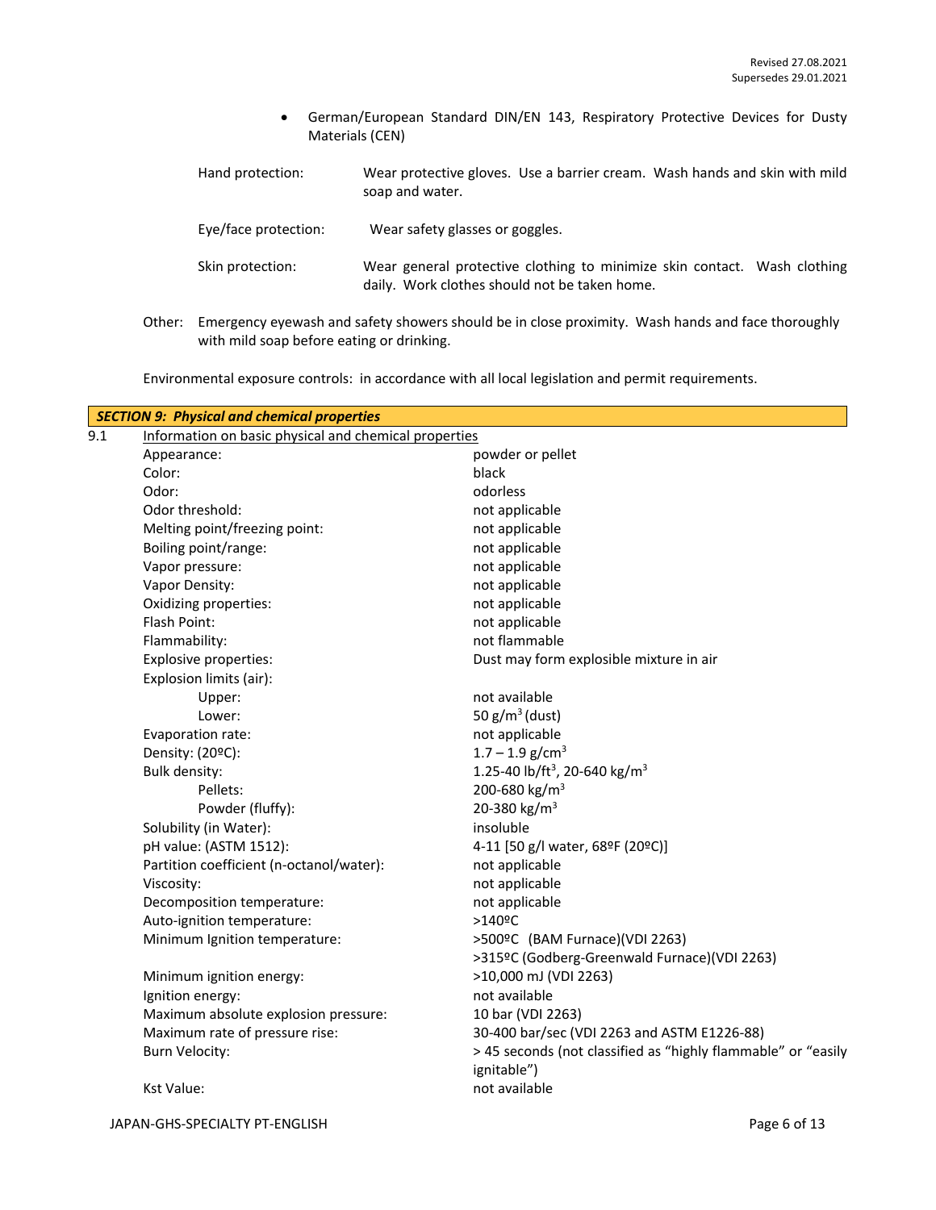- German/European Standard DIN/EN 143, Respiratory Protective Devices for Dusty Materials (CEN)

| | |
|---|---|
| Hand protection: | Wear protective gloves. Use a barrier cream. Wash hands and skin with mild soap and water. |
| Eye/face protection: | Wear safety glasses or goggles. |
| Skin protection: | Wear general protective clothing to minimize skin contact. Wash clothing daily. Work clothes should not be taken home. |

Other: Emergency eyewash and safety showers should be in close proximity. Wash hands and face thoroughly with mild soap before eating or drinking.

Environmental exposure controls: in accordance with all local legislation and permit requirements.

## *SECTION 9: Physical and chemical properties*

9.1 Information on basic physical and chemical properties

| Property | Value |
|---|---|
| Appearance: | powder or pellet |
| Color: | black |
| Odor: | odorless |
| Odor threshold: | not applicable |
| Melting point/freezing point: | not applicable |
| Boiling point/range: | not applicable |
| Vapor pressure: | not applicable |
| Vapor Density: | not applicable |
| Oxidizing properties: | not applicable |
| Flash Point: | not applicable |
| Flammability: | not flammable |
| Explosive properties: | Dust may form explosible mixture in air |
| Explosion limits (air): | |
| Upper: | not available |
| Lower: | 50 g/m$^3$ (dust) |
| Evaporation rate: | not applicable |
| Density: (20ºC): | 1.7 – 1.9 g/cm$^3$ |
| Bulk density: | 1.25-40 lb/ft$^3$, 20-640 kg/m$^3$ |
| Pellets: | 200-680 kg/m$^3$ |
| Powder (fluffy): | 20-380 kg/m$^3$ |
| Solubility (in Water): | insoluble |
| pH value: (ASTM 1512): | 4-11 [50 g/l water, 68ºF (20ºC)] |
| Partition coefficient (n-octanol/water): | not applicable |
| Viscosity: | not applicable |
| Decomposition temperature: | not applicable |
| Auto-ignition temperature: | >140ºC |
| Minimum Ignition temperature: | >500ºC (BAM Furnace)(VDI 2263)<br>>315ºC (Godberg-Greenwald Furnace)(VDI 2263) |
| Minimum ignition energy: | >10,000 mJ (VDI 2263) |
| Ignition energy: | not available |
| Maximum absolute explosion pressure: | 10 bar (VDI 2263) |
| Maximum rate of pressure rise: | 30-400 bar/sec (VDI 2263 and ASTM E1226-88) |
| Burn Velocity: | > 45 seconds (not classified as "highly flammable" or "easily ignitable") |
| Kst Value: | not available |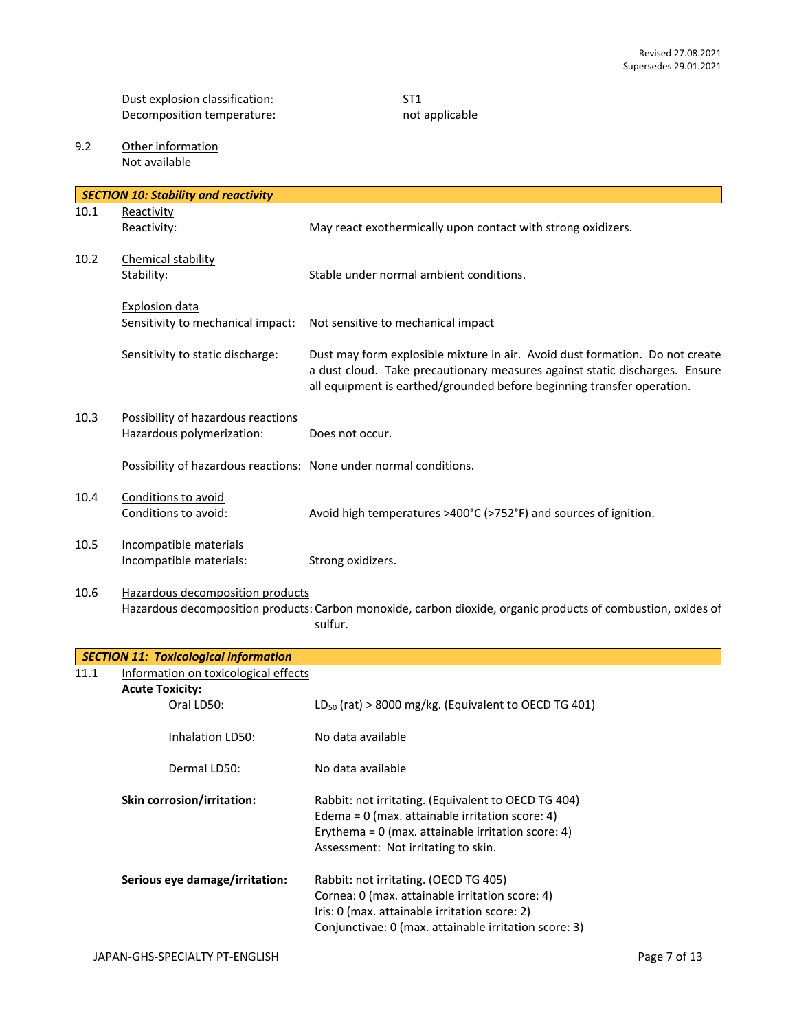Dust explosion classification: ST1
Decomposition temperature: not applicable

9.2 Other information
Not available

## SECTION 10: Stability and reactivity

10.1 Reactivity
Reactivity: May react exothermically upon contact with strong oxidizers.

10.2 Chemical stability
Stability: Stable under normal ambient conditions.

Explosion data
Sensitivity to mechanical impact: Not sensitive to mechanical impact

Sensitivity to static discharge: Dust may form explosible mixture in air. Avoid dust formation. Do not create a dust cloud. Take precautionary measures against static discharges. Ensure all equipment is earthed/grounded before beginning transfer operation.

10.3 Possibility of hazardous reactions
Hazardous polymerization: Does not occur.

Possibility of hazardous reactions: None under normal conditions.

10.4 Conditions to avoid
Conditions to avoid: Avoid high temperatures >400°C (>752°F) and sources of ignition.

10.5 Incompatible materials
Incompatible materials: Strong oxidizers.

10.6 Hazardous decomposition products
Hazardous decomposition products: Carbon monoxide, carbon dioxide, organic products of combustion, oxides of sulfur.

## SECTION 11: Toxicological information

11.1 Information on toxicological effects

**Acute Toxicity:**

Oral LD50: $LD_{50}$ (rat) > 8000 mg/kg. (Equivalent to OECD TG 401)

Inhalation LD50: No data available

Dermal LD50: No data available

**Skin corrosion/irritation:** Rabbit: not irritating. (Equivalent to OECD TG 404)
Edema = 0 (max. attainable irritation score: 4)
Erythema = 0 (max. attainable irritation score: 4)
Assessment: Not irritating to skin.

**Serious eye damage/irritation:** Rabbit: not irritating. (OECD TG 405)
Cornea: 0 (max. attainable irritation score: 4)
Iris: 0 (max. attainable irritation score: 2)
Conjunctivae: 0 (max. attainable irritation score: 3)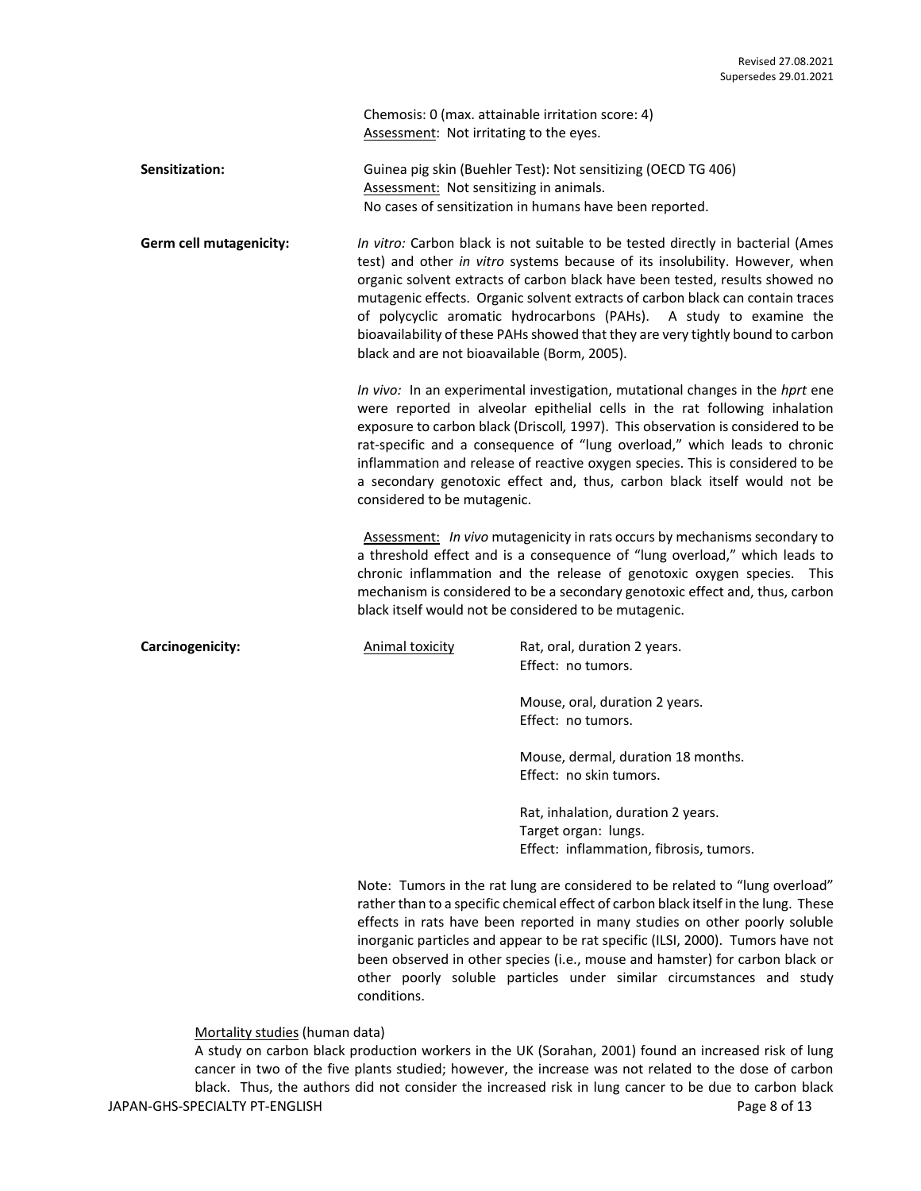Chemosis: 0 (max. attainable irritation score: 4)
Assessment: Not irritating to the eyes.

**Sensitization:**

Guinea pig skin (Buehler Test): Not sensitizing (OECD TG 406)
Assessment: Not sensitizing in animals.
No cases of sensitization in humans have been reported.

**Germ cell mutagenicity:**

*In vitro:* Carbon black is not suitable to be tested directly in bacterial (Ames test) and other *in vitro* systems because of its insolubility. However, when organic solvent extracts of carbon black have been tested, results showed no mutagenic effects. Organic solvent extracts of carbon black can contain traces of polycyclic aromatic hydrocarbons (PAHs). A study to examine the bioavailability of these PAHs showed that they are very tightly bound to carbon black and are not bioavailable (Borm, 2005).

*In vivo:* In an experimental investigation, mutational changes in the *hprt* ene were reported in alveolar epithelial cells in the rat following inhalation exposure to carbon black (Driscoll, 1997). This observation is considered to be rat-specific and a consequence of "lung overload," which leads to chronic inflammation and release of reactive oxygen species. This is considered to be a secondary genotoxic effect and, thus, carbon black itself would not be considered to be mutagenic.

Assessment: *In vivo* mutagenicity in rats occurs by mechanisms secondary to a threshold effect and is a consequence of "lung overload," which leads to chronic inflammation and the release of genotoxic oxygen species. This mechanism is considered to be a secondary genotoxic effect and, thus, carbon black itself would not be considered to be mutagenic.

**Carcinogenicity:**

Animal toxicity

Rat, oral, duration 2 years.
Effect: no tumors.

Mouse, oral, duration 2 years.
Effect: no tumors.

Mouse, dermal, duration 18 months.
Effect: no skin tumors.

Rat, inhalation, duration 2 years.
Target organ: lungs.
Effect: inflammation, fibrosis, tumors.

Note: Tumors in the rat lung are considered to be related to "lung overload" rather than to a specific chemical effect of carbon black itself in the lung. These effects in rats have been reported in many studies on other poorly soluble inorganic particles and appear to be rat specific (ILSI, 2000). Tumors have not been observed in other species (i.e., mouse and hamster) for carbon black or other poorly soluble particles under similar circumstances and study conditions.

Mortality studies (human data)

A study on carbon black production workers in the UK (Sorahan, 2001) found an increased risk of lung cancer in two of the five plants studied; however, the increase was not related to the dose of carbon black. Thus, the authors did not consider the increased risk in lung cancer to be due to carbon black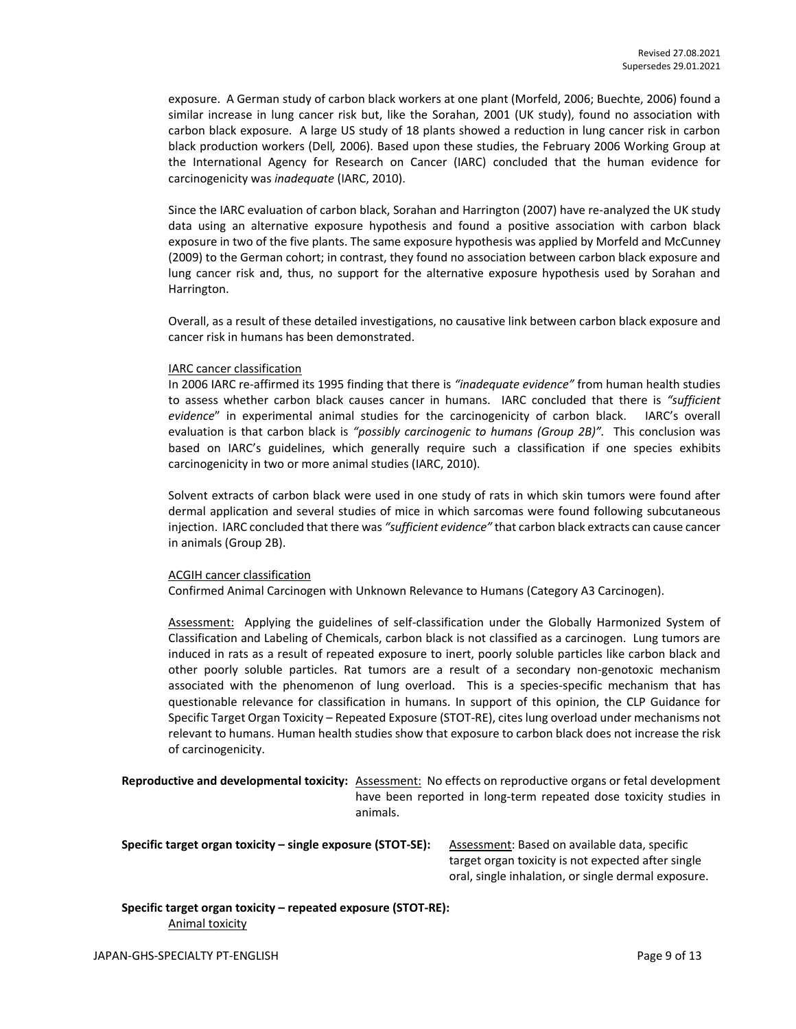exposure. A German study of carbon black workers at one plant (Morfeld, 2006; Buechte, 2006) found a similar increase in lung cancer risk but, like the Sorahan, 2001 (UK study), found no association with carbon black exposure. A large US study of 18 plants showed a reduction in lung cancer risk in carbon black production workers (Dell*,* 2006). Based upon these studies, the February 2006 Working Group at the International Agency for Research on Cancer (IARC) concluded that the human evidence for carcinogenicity was *inadequate* (IARC, 2010).

Since the IARC evaluation of carbon black, Sorahan and Harrington (2007) have re-analyzed the UK study data using an alternative exposure hypothesis and found a positive association with carbon black exposure in two of the five plants. The same exposure hypothesis was applied by Morfeld and McCunney (2009) to the German cohort; in contrast, they found no association between carbon black exposure and lung cancer risk and, thus, no support for the alternative exposure hypothesis used by Sorahan and Harrington.

Overall, as a result of these detailed investigations, no causative link between carbon black exposure and cancer risk in humans has been demonstrated.

IARC cancer classification

In 2006 IARC re-affirmed its 1995 finding that there is *"inadequate evidence"* from human health studies to assess whether carbon black causes cancer in humans. IARC concluded that there is *"sufficient evidence*" in experimental animal studies for the carcinogenicity of carbon black. IARC's overall evaluation is that carbon black is *"possibly carcinogenic to humans (Group 2B)"*. This conclusion was based on IARC's guidelines, which generally require such a classification if one species exhibits carcinogenicity in two or more animal studies (IARC, 2010).

Solvent extracts of carbon black were used in one study of rats in which skin tumors were found after dermal application and several studies of mice in which sarcomas were found following subcutaneous injection. IARC concluded that there was *"sufficient evidence"* that carbon black extracts can cause cancer in animals (Group 2B).

ACGIH cancer classification

Confirmed Animal Carcinogen with Unknown Relevance to Humans (Category A3 Carcinogen).

Assessment: Applying the guidelines of self-classification under the Globally Harmonized System of Classification and Labeling of Chemicals, carbon black is not classified as a carcinogen. Lung tumors are induced in rats as a result of repeated exposure to inert, poorly soluble particles like carbon black and other poorly soluble particles. Rat tumors are a result of a secondary non-genotoxic mechanism associated with the phenomenon of lung overload. This is a species-specific mechanism that has questionable relevance for classification in humans. In support of this opinion, the CLP Guidance for Specific Target Organ Toxicity – Repeated Exposure (STOT-RE), cites lung overload under mechanisms not relevant to humans. Human health studies show that exposure to carbon black does not increase the risk of carcinogenicity.

**Reproductive and developmental toxicity:** Assessment: No effects on reproductive organs or fetal development have been reported in long-term repeated dose toxicity studies in animals.

**Specific target organ toxicity – single exposure (STOT-SE):** Assessment: Based on available data, specific target organ toxicity is not expected after single oral, single inhalation, or single dermal exposure.

**Specific target organ toxicity – repeated exposure (STOT-RE):**

Animal toxicity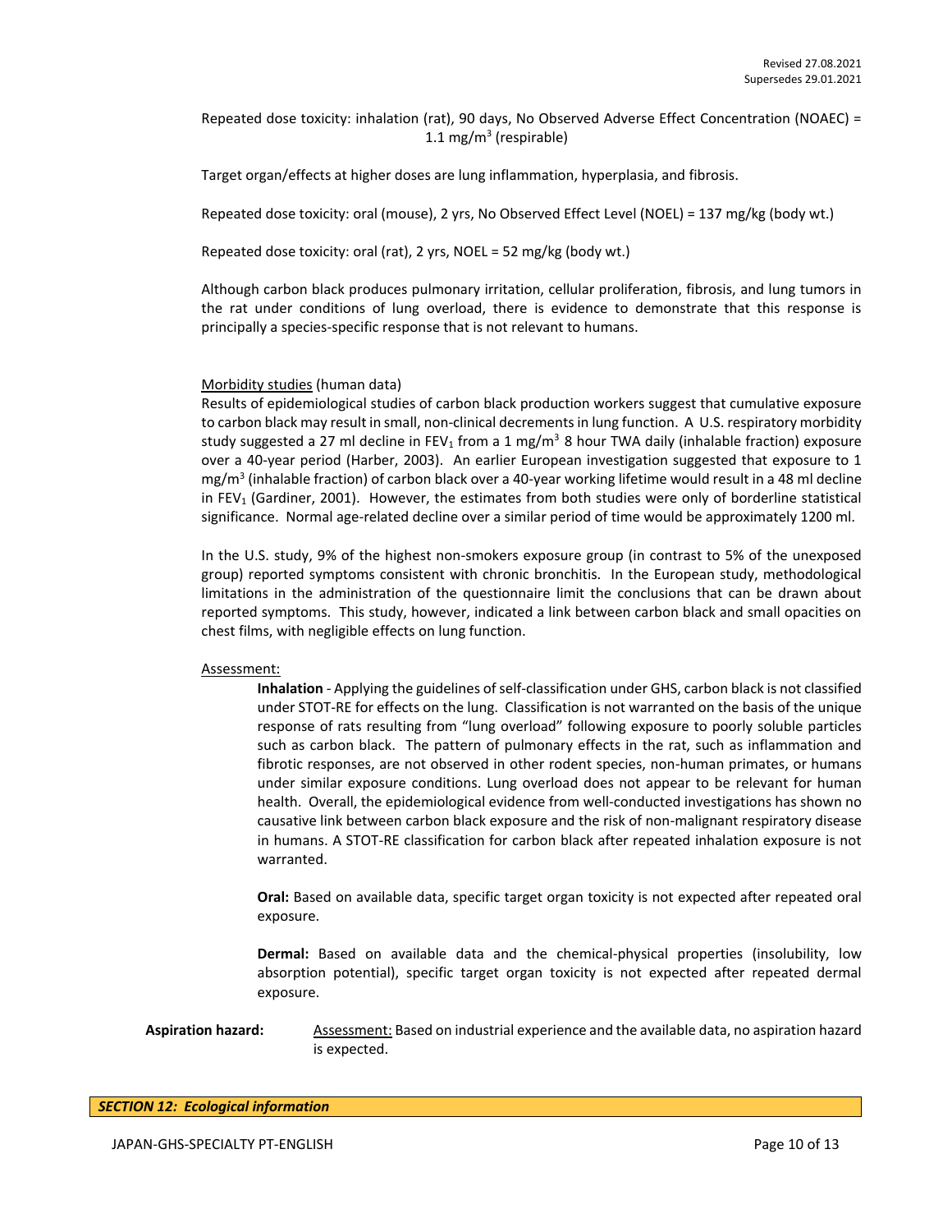Repeated dose toxicity: inhalation (rat), 90 days, No Observed Adverse Effect Concentration (NOAEC) = 1.1 mg/m$^3$ (respirable)

Target organ/effects at higher doses are lung inflammation, hyperplasia, and fibrosis.

Repeated dose toxicity: oral (mouse), 2 yrs, No Observed Effect Level (NOEL) = 137 mg/kg (body wt.)

Repeated dose toxicity: oral (rat), 2 yrs, NOEL = 52 mg/kg (body wt.)

Although carbon black produces pulmonary irritation, cellular proliferation, fibrosis, and lung tumors in the rat under conditions of lung overload, there is evidence to demonstrate that this response is principally a species-specific response that is not relevant to humans.

Morbidity studies (human data)
Results of epidemiological studies of carbon black production workers suggest that cumulative exposure to carbon black may result in small, non-clinical decrements in lung function. A U.S. respiratory morbidity study suggested a 27 ml decline in $FEV_1$ from a 1 mg/m$^3$ 8 hour TWA daily (inhalable fraction) exposure over a 40-year period (Harber, 2003). An earlier European investigation suggested that exposure to 1 mg/m$^3$ (inhalable fraction) of carbon black over a 40-year working lifetime would result in a 48 ml decline in $FEV_1$ (Gardiner, 2001). However, the estimates from both studies were only of borderline statistical significance. Normal age-related decline over a similar period of time would be approximately 1200 ml.

In the U.S. study, 9% of the highest non-smokers exposure group (in contrast to 5% of the unexposed group) reported symptoms consistent with chronic bronchitis. In the European study, methodological limitations in the administration of the questionnaire limit the conclusions that can be drawn about reported symptoms. This study, however, indicated a link between carbon black and small opacities on chest films, with negligible effects on lung function.

Assessment:

**Inhalation** - Applying the guidelines of self-classification under GHS, carbon black is not classified under STOT-RE for effects on the lung. Classification is not warranted on the basis of the unique response of rats resulting from "lung overload" following exposure to poorly soluble particles such as carbon black. The pattern of pulmonary effects in the rat, such as inflammation and fibrotic responses, are not observed in other rodent species, non-human primates, or humans under similar exposure conditions. Lung overload does not appear to be relevant for human health. Overall, the epidemiological evidence from well-conducted investigations has shown no causative link between carbon black exposure and the risk of non-malignant respiratory disease in humans. A STOT-RE classification for carbon black after repeated inhalation exposure is not warranted.

**Oral:** Based on available data, specific target organ toxicity is not expected after repeated oral exposure.

**Dermal:** Based on available data and the chemical-physical properties (insolubility, low absorption potential), specific target organ toxicity is not expected after repeated dermal exposure.

**Aspiration hazard:** Assessment: Based on industrial experience and the available data, no aspiration hazard is expected.

## ***SECTION 12: Ecological information***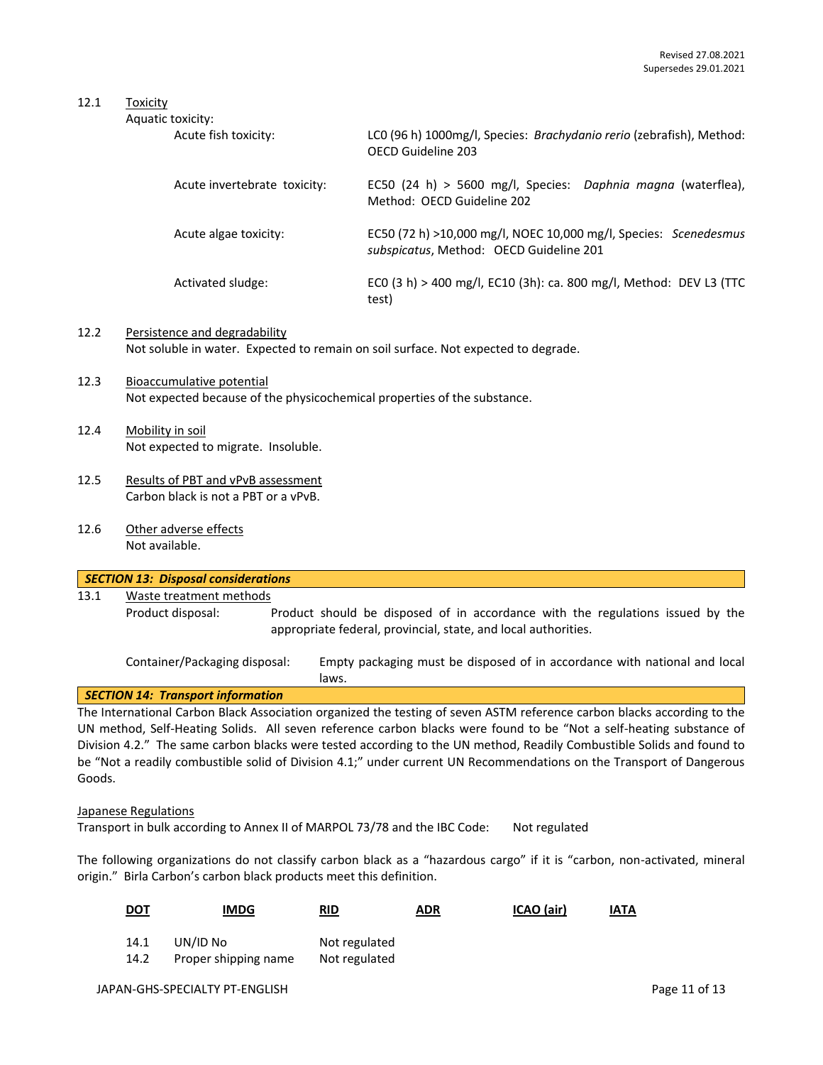12.1 Toxicity

Aquatic toxicity:

| | |
|---|---|
| Acute fish toxicity: | LC0 (96 h) 1000mg/l, Species: *Brachydanio rerio* (zebrafish), Method: OECD Guideline 203 |
| Acute invertebrate toxicity: | EC50 (24 h) > 5600 mg/l, Species: *Daphnia magna* (waterflea), Method: OECD Guideline 202 |
| Acute algae toxicity: | EC50 (72 h) >10,000 mg/l, NOEC 10,000 mg/l, Species: *Scenedesmus subspicatus*, Method: OECD Guideline 201 |
| Activated sludge: | EC0 (3 h) > 400 mg/l, EC10 (3h): ca. 800 mg/l, Method: DEV L3 (TTC test) |

12.2 Persistence and degradability
Not soluble in water. Expected to remain on soil surface. Not expected to degrade.

12.3 Bioaccumulative potential
Not expected because of the physicochemical properties of the substance.

12.4 Mobility in soil
Not expected to migrate. Insoluble.

12.5 Results of PBT and vPvB assessment
Carbon black is not a PBT or a vPvB.

12.6 Other adverse effects
Not available.

## SECTION 13: Disposal considerations

13.1 Waste treatment methods

Product disposal: Product should be disposed of in accordance with the regulations issued by the appropriate federal, provincial, state, and local authorities.

Container/Packaging disposal: Empty packaging must be disposed of in accordance with national and local laws.

## SECTION 14: Transport information

The International Carbon Black Association organized the testing of seven ASTM reference carbon blacks according to the UN method, Self-Heating Solids. All seven reference carbon blacks were found to be "Not a self-heating substance of Division 4.2." The same carbon blacks were tested according to the UN method, Readily Combustible Solids and found to be "Not a readily combustible solid of Division 4.1;" under current UN Recommendations on the Transport of Dangerous Goods.

Japanese Regulations

Transport in bulk according to Annex II of MARPOL 73/78 and the IBC Code: Not regulated

The following organizations do not classify carbon black as a "hazardous cargo" if it is "carbon, non-activated, mineral origin." Birla Carbon's carbon black products meet this definition.

**DOT** **IMDG** **RID** **ADR** **ICAO (air)** **IATA**

| | | |
|---|---|---|
| 14.1 | UN/ID No | Not regulated |
| 14.2 | Proper shipping name | Not regulated |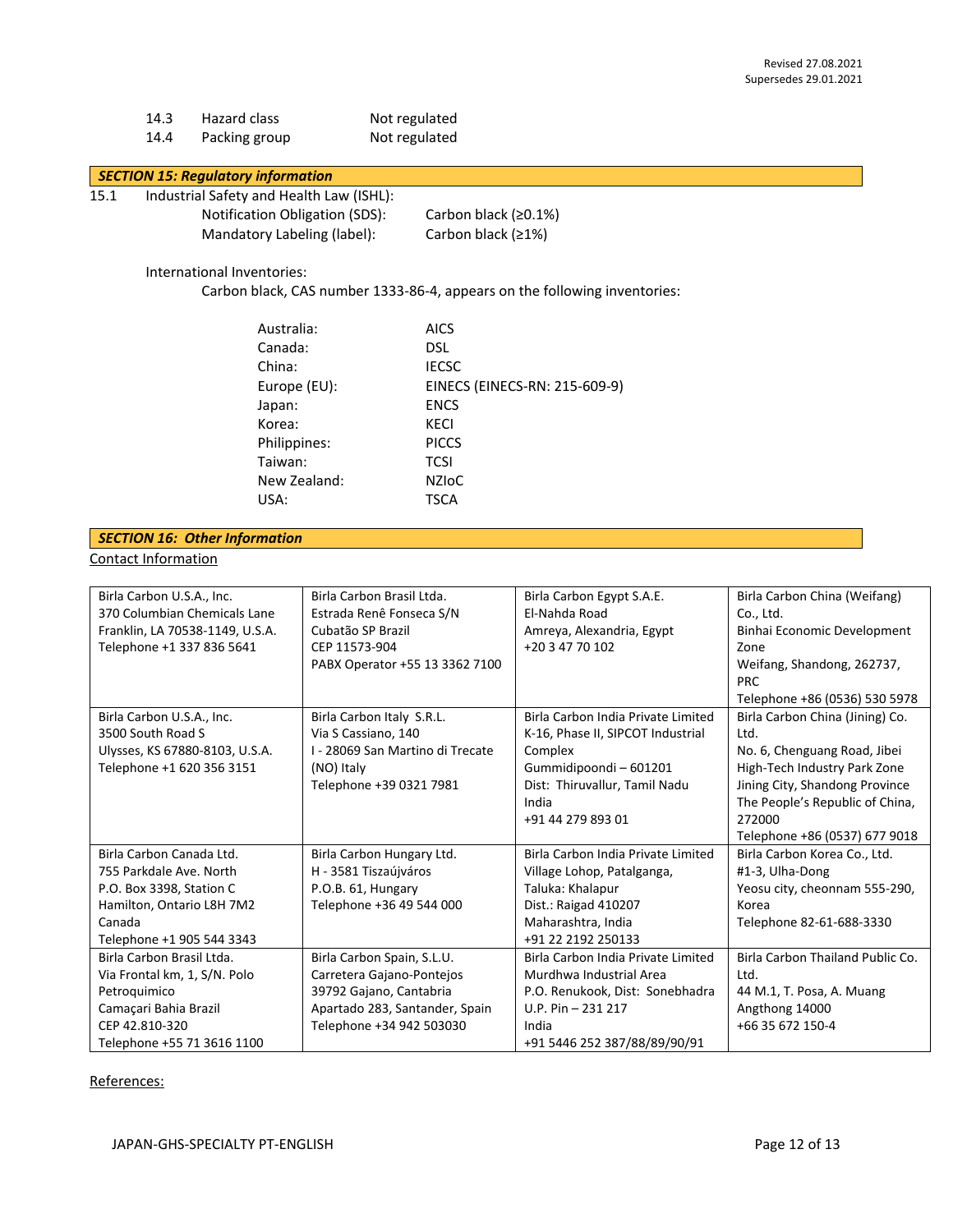| | | |
|---|---|---|
| 14.3 | Hazard class | Not regulated |
| 14.4 | Packing group | Not regulated |

## *SECTION 15: Regulatory information*

15.1 Industrial Safety and Health Law (ISHL):

Notification Obligation (SDS): Carbon black (≥0.1%)

Mandatory Labeling (label): Carbon black (≥1%)

International Inventories:

Carbon black, CAS number 1333-86-4, appears on the following inventories:

| | |
|---|---|
| Australia: | AICS |
| Canada: | DSL |
| China: | IECSC |
| Europe (EU): | EINECS (EINECS-RN: 215-609-9) |
| Japan: | ENCS |
| Korea: | KECI |
| Philippines: | PICCS |
| Taiwan: | TCSI |
| New Zealand: | NZIoC |
| USA: | TSCA |

## *SECTION 16: Other Information*

Contact Information

| | | | |
|---|---|---|---|
| Birla Carbon U.S.A., Inc.<br>370 Columbian Chemicals Lane<br>Franklin, LA 70538-1149, U.S.A.<br>Telephone +1 337 836 5641 | Birla Carbon Brasil Ltda.<br>Estrada Renê Fonseca S/N<br>Cubatão SP Brazil<br>CEP 11573-904<br>PABX Operator +55 13 3362 7100 | Birla Carbon Egypt S.A.E.<br>El-Nahda Road<br>Amreya, Alexandria, Egypt<br>+20 3 47 70 102 | Birla Carbon China (Weifang) Co., Ltd.<br>Binhai Economic Development Zone<br>Weifang, Shandong, 262737, PRC<br>Telephone +86 (0536) 530 5978 |
| Birla Carbon U.S.A., Inc.<br>3500 South Road S<br>Ulysses, KS 67880-8103, U.S.A.<br>Telephone +1 620 356 3151 | Birla Carbon Italy S.R.L.<br>Via S Cassiano, 140<br>I - 28069 San Martino di Trecate (NO) Italy<br>Telephone +39 0321 7981 | Birla Carbon India Private Limited<br>K-16, Phase II, SIPCOT Industrial Complex<br>Gummidipoondi – 601201<br>Dist: Thiruvallur, Tamil Nadu<br>India<br>+91 44 279 893 01 | Birla Carbon China (Jining) Co. Ltd.<br>No. 6, Chenguang Road, Jibei High-Tech Industry Park Zone<br>Jining City, Shandong Province<br>The People's Republic of China, 272000<br>Telephone +86 (0537) 677 9018 |
| Birla Carbon Canada Ltd.<br>755 Parkdale Ave. North<br>P.O. Box 3398, Station C<br>Hamilton, Ontario L8H 7M2<br>Canada<br>Telephone +1 905 544 3343 | Birla Carbon Hungary Ltd.<br>H - 3581 Tiszaújváros<br>P.O.B. 61, Hungary<br>Telephone +36 49 544 000 | Birla Carbon India Private Limited<br>Village Lohop, Patalganga,<br>Taluka: Khalapur<br>Dist.: Raigad 410207<br>Maharashtra, India<br>+91 22 2192 250133 | Birla Carbon Korea Co., Ltd.<br>#1-3, Ulha-Dong<br>Yeosu city, cheonnam 555-290, Korea<br>Telephone 82-61-688-3330 |
| Birla Carbon Brasil Ltda.<br>Via Frontal km, 1, S/N. Polo Petroquimico<br>Camaçari Bahia Brazil<br>CEP 42.810-320<br>Telephone +55 71 3616 1100 | Birla Carbon Spain, S.L.U.<br>Carretera Gajano-Pontejos<br>39792 Gajano, Cantabria<br>Apartado 283, Santander, Spain<br>Telephone +34 942 503030 | Birla Carbon India Private Limited<br>Murdhwa Industrial Area<br>P.O. Renukook, Dist: Sonebhadra<br>U.P. Pin – 231 217<br>India<br>+91 5446 252 387/88/89/90/91 | Birla Carbon Thailand Public Co. Ltd.<br>44 M.1, T. Posa, A. Muang<br>Angthong 14000<br>+66 35 672 150-4 |

References: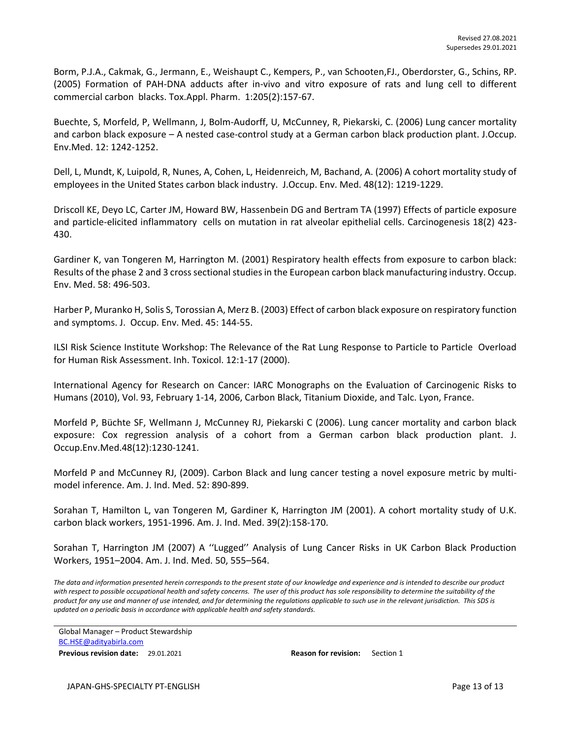Borm, P.J.A., Cakmak, G., Jermann, E., Weishaupt C., Kempers, P., van Schooten,FJ., Oberdorster, G., Schins, RP. (2005) Formation of PAH-DNA adducts after in-vivo and vitro exposure of rats and lung cell to different commercial carbon blacks. Tox.Appl. Pharm. 1:205(2):157-67.

Buechte, S, Morfeld, P, Wellmann, J, Bolm-Audorff, U, McCunney, R, Piekarski, C. (2006) Lung cancer mortality and carbon black exposure – A nested case-control study at a German carbon black production plant. J.Occup. Env.Med. 12: 1242-1252.

Dell, L, Mundt, K, Luipold, R, Nunes, A, Cohen, L, Heidenreich, M, Bachand, A. (2006) A cohort mortality study of employees in the United States carbon black industry. J.Occup. Env. Med. 48(12): 1219-1229.

Driscoll KE, Deyo LC, Carter JM, Howard BW, Hassenbein DG and Bertram TA (1997) Effects of particle exposure and particle-elicited inflammatory cells on mutation in rat alveolar epithelial cells. Carcinogenesis 18(2) 423-430.

Gardiner K, van Tongeren M, Harrington M. (2001) Respiratory health effects from exposure to carbon black: Results of the phase 2 and 3 cross sectional studies in the European carbon black manufacturing industry. Occup. Env. Med. 58: 496-503.

Harber P, Muranko H, Solis S, Torossian A, Merz B. (2003) Effect of carbon black exposure on respiratory function and symptoms. J. Occup. Env. Med. 45: 144-55.

ILSI Risk Science Institute Workshop: The Relevance of the Rat Lung Response to Particle to Particle Overload for Human Risk Assessment. Inh. Toxicol. 12:1-17 (2000).

International Agency for Research on Cancer: IARC Monographs on the Evaluation of Carcinogenic Risks to Humans (2010), Vol. 93, February 1-14, 2006, Carbon Black, Titanium Dioxide, and Talc. Lyon, France.

Morfeld P, Büchte SF, Wellmann J, McCunney RJ, Piekarski C (2006). Lung cancer mortality and carbon black exposure: Cox regression analysis of a cohort from a German carbon black production plant. J. Occup.Env.Med.48(12):1230-1241.

Morfeld P and McCunney RJ, (2009). Carbon Black and lung cancer testing a novel exposure metric by multi-model inference. Am. J. Ind. Med. 52: 890-899.

Sorahan T, Hamilton L, van Tongeren M, Gardiner K, Harrington JM (2001). A cohort mortality study of U.K. carbon black workers, 1951-1996. Am. J. Ind. Med. 39(2):158-170.

Sorahan T, Harrington JM (2007) A ''Lugged'' Analysis of Lung Cancer Risks in UK Carbon Black Production Workers, 1951–2004. Am. J. Ind. Med. 50, 555–564.

*The data and information presented herein corresponds to the present state of our knowledge and experience and is intended to describe our product with respect to possible occupational health and safety concerns. The user of this product has sole responsibility to determine the suitability of the product for any use and manner of use intended, and for determining the regulations applicable to such use in the relevant jurisdiction. This SDS is updated on a periodic basis in accordance with applicable health and safety standards.*

Global Manager – Product Stewardship
BC.HSE@adityabirla.com

**Previous revision date:** 29.01.2021 **Reason for revision:** Section 1